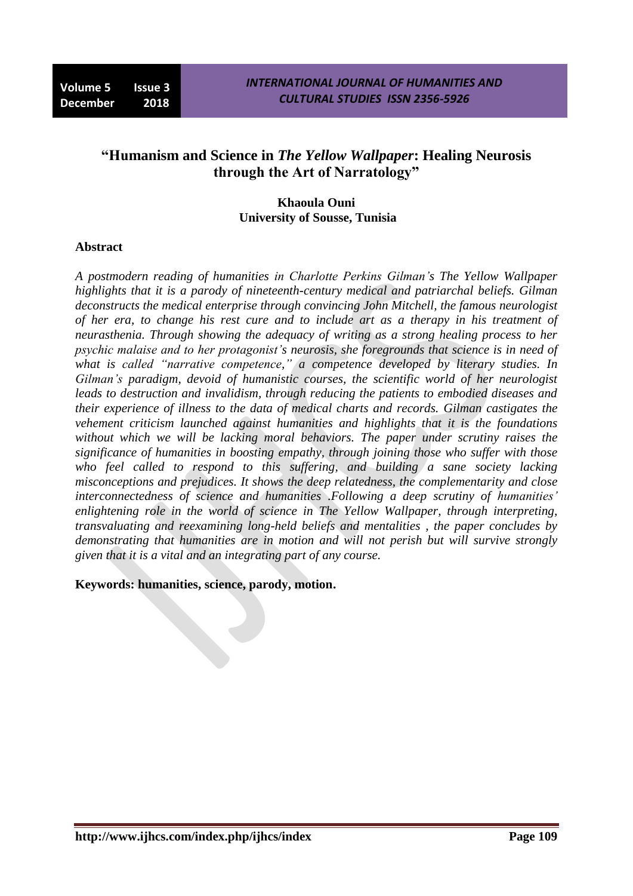# "Humanism and Science in *The Yellow Wallpaper*: Healing Neurosis through the Art of Narratology"

**Khaoula Ouni**
**University of Sousse, Tunisia**

## Abstract

*A postmodern reading of humanities in Charlotte Perkins Gilman's The Yellow Wallpaper highlights that it is a parody of nineteenth-century medical and patriarchal beliefs. Gilman deconstructs the medical enterprise through convincing John Mitchell, the famous neurologist of her era, to change his rest cure and to include art as a therapy in his treatment of neurasthenia. Through showing the adequacy of writing as a strong healing process to her psychic malaise and to her protagonist's neurosis, she foregrounds that science is in need of what is called "narrative competence," a competence developed by literary studies. In Gilman's paradigm, devoid of humanistic courses, the scientific world of her neurologist leads to destruction and invalidism, through reducing the patients to embodied diseases and their experience of illness to the data of medical charts and records. Gilman castigates the vehement criticism launched against humanities and highlights that it is the foundations without which we will be lacking moral behaviors. The paper under scrutiny raises the significance of humanities in boosting empathy, through joining those who suffer with those who feel called to respond to this suffering, and building a sane society lacking misconceptions and prejudices. It shows the deep relatedness, the complementarity and close interconnectedness of science and humanities .Following a deep scrutiny of humanities' enlightening role in the world of science in The Yellow Wallpaper, through interpreting, transvaluating and reexamining long-held beliefs and mentalities , the paper concludes by demonstrating that humanities are in motion and will not perish but will survive strongly given that it is a vital and an integrating part of any course.*

**Keywords: humanities, science, parody, motion.**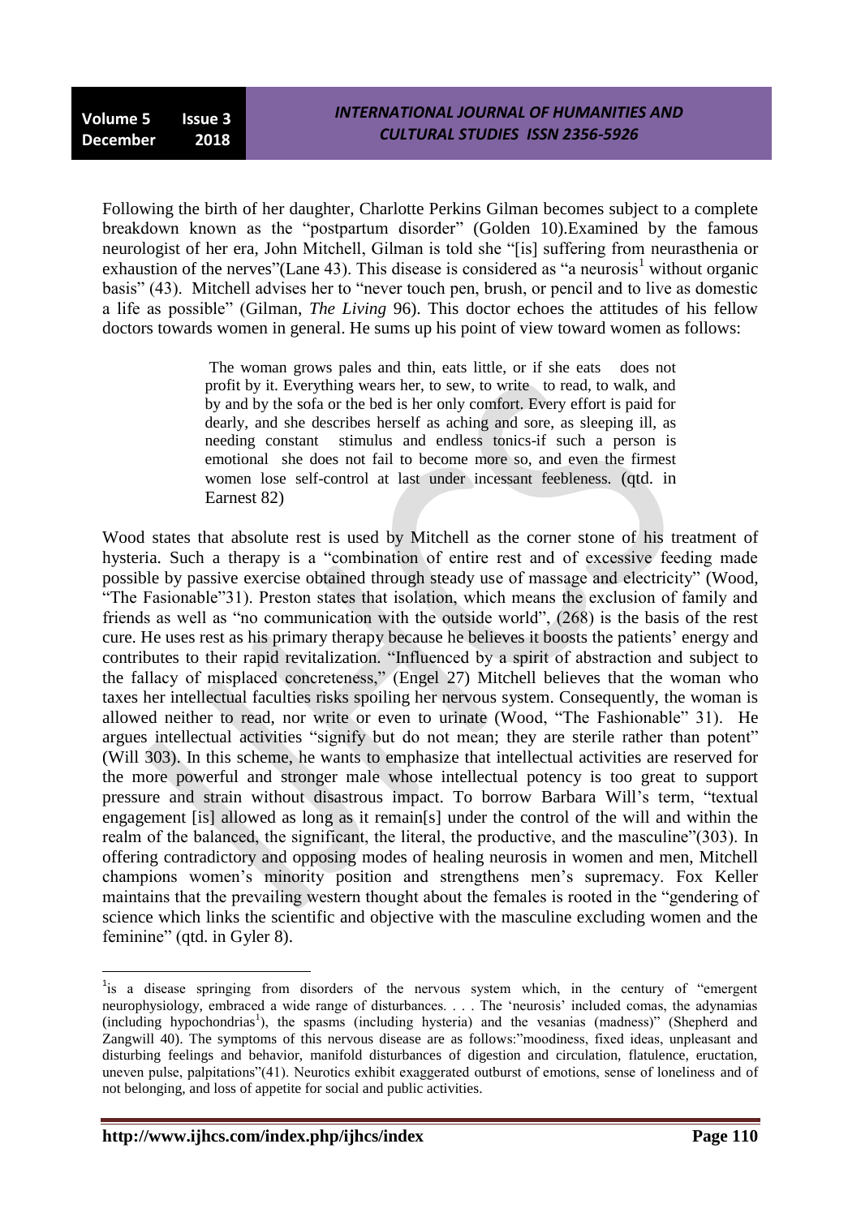Following the birth of her daughter, Charlotte Perkins Gilman becomes subject to a complete breakdown known as the "postpartum disorder" (Golden 10).Examined by the famous neurologist of her era, John Mitchell, Gilman is told she "[is] suffering from neurasthenia or exhaustion of the nerves"(Lane 43). This disease is considered as "a neurosis[1] without organic basis" (43). Mitchell advises her to "never touch pen, brush, or pencil and to live as domestic a life as possible" (Gilman, *The Living* 96). This doctor echoes the attitudes of his fellow doctors towards women in general. He sums up his point of view toward women as follows:

> The woman grows pales and thin, eats little, or if she eats does not profit by it. Everything wears her, to sew, to write to read, to walk, and by and by the sofa or the bed is her only comfort. Every effort is paid for dearly, and she describes herself as aching and sore, as sleeping ill, as needing constant stimulus and endless tonics-if such a person is emotional she does not fail to become more so, and even the firmest women lose self-control at last under incessant feebleness. (qtd. in Earnest 82)

Wood states that absolute rest is used by Mitchell as the corner stone of his treatment of hysteria. Such a therapy is a "combination of entire rest and of excessive feeding made possible by passive exercise obtained through steady use of massage and electricity" (Wood, "The Fasionable"31). Preston states that isolation, which means the exclusion of family and friends as well as "no communication with the outside world", (268) is the basis of the rest cure. He uses rest as his primary therapy because he believes it boosts the patients' energy and contributes to their rapid revitalization. "Influenced by a spirit of abstraction and subject to the fallacy of misplaced concreteness," (Engel 27) Mitchell believes that the woman who taxes her intellectual faculties risks spoiling her nervous system. Consequently, the woman is allowed neither to read, nor write or even to urinate (Wood, "The Fashionable" 31). He argues intellectual activities "signify but do not mean; they are sterile rather than potent" (Will 303). In this scheme, he wants to emphasize that intellectual activities are reserved for the more powerful and stronger male whose intellectual potency is too great to support pressure and strain without disastrous impact. To borrow Barbara Will's term, "textual engagement [is] allowed as long as it remain[s] under the control of the will and within the realm of the balanced, the significant, the literal, the productive, and the masculine"(303). In offering contradictory and opposing modes of healing neurosis in women and men, Mitchell champions women's minority position and strengthens men's supremacy. Fox Keller maintains that the prevailing western thought about the females is rooted in the "gendering of science which links the scientific and objective with the masculine excluding women and the feminine" (qtd. in Gyler 8).

---

[1]is a disease springing from disorders of the nervous system which, in the century of "emergent neurophysiology, embraced a wide range of disturbances. . . . The 'neurosis' included comas, the adynamias (including hypochondrias[1]), the spasms (including hysteria) and the vesanias (madness)" (Shepherd and Zangwill 40). The symptoms of this nervous disease are as follows:"moodiness, fixed ideas, unpleasant and disturbing feelings and behavior, manifold disturbances of digestion and circulation, flatulence, eructation, uneven pulse, palpitations"(41). Neurotics exhibit exaggerated outburst of emotions, sense of loneliness and of not belonging, and loss of appetite for social and public activities.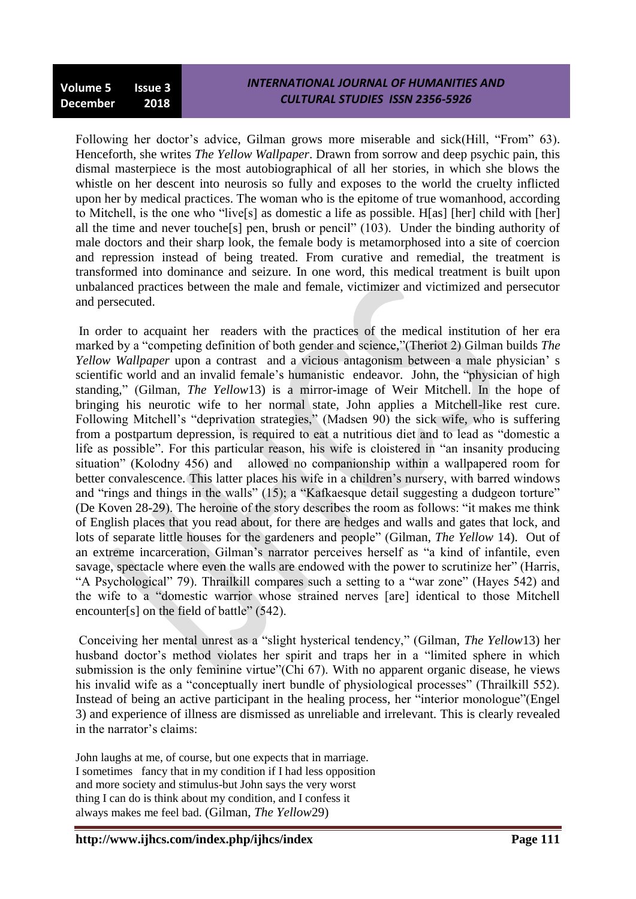Following her doctor's advice, Gilman grows more miserable and sick(Hill, "From" 63). Henceforth, she writes *The Yellow Wallpaper*. Drawn from sorrow and deep psychic pain, this dismal masterpiece is the most autobiographical of all her stories, in which she blows the whistle on her descent into neurosis so fully and exposes to the world the cruelty inflicted upon her by medical practices. The woman who is the epitome of true womanhood, according to Mitchell, is the one who "live[s] as domestic a life as possible. H[as] [her] child with [her] all the time and never touche[s] pen, brush or pencil" (103). Under the binding authority of male doctors and their sharp look, the female body is metamorphosed into a site of coercion and repression instead of being treated. From curative and remedial, the treatment is transformed into dominance and seizure. In one word, this medical treatment is built upon unbalanced practices between the male and female, victimizer and victimized and persecutor and persecuted.

In order to acquaint her readers with the practices of the medical institution of her era marked by a "competing definition of both gender and science,"(Theriot 2) Gilman builds *The Yellow Wallpaper* upon a contrast and a vicious antagonism between a male physician' s scientific world and an invalid female's humanistic endeavor. John, the "physician of high standing," (Gilman, *The Yellow*13) is a mirror-image of Weir Mitchell. In the hope of bringing his neurotic wife to her normal state, John applies a Mitchell-like rest cure. Following Mitchell's "deprivation strategies," (Madsen 90) the sick wife, who is suffering from a postpartum depression, is required to eat a nutritious diet and to lead as "domestic a life as possible". For this particular reason, his wife is cloistered in "an insanity producing situation" (Kolodny 456) and allowed no companionship within a wallpapered room for better convalescence. This latter places his wife in a children's nursery, with barred windows and "rings and things in the walls" (15); a "Kafkaesque detail suggesting a dudgeon torture" (De Koven 28-29). The heroine of the story describes the room as follows: "it makes me think of English places that you read about, for there are hedges and walls and gates that lock, and lots of separate little houses for the gardeners and people" (Gilman, *The Yellow* 14). Out of an extreme incarceration, Gilman's narrator perceives herself as "a kind of infantile, even savage, spectacle where even the walls are endowed with the power to scrutinize her" (Harris, "A Psychological" 79). Thrailkill compares such a setting to a "war zone" (Hayes 542) and the wife to a "domestic warrior whose strained nerves [are] identical to those Mitchell encounter[s] on the field of battle" (542).

Conceiving her mental unrest as a "slight hysterical tendency," (Gilman, *The Yellow*13) her husband doctor's method violates her spirit and traps her in a "limited sphere in which submission is the only feminine virtue"(Chi 67). With no apparent organic disease, he views his invalid wife as a "conceptually inert bundle of physiological processes" (Thrailkill 552). Instead of being an active participant in the healing process, her "interior monologue"(Engel 3) and experience of illness are dismissed as unreliable and irrelevant. This is clearly revealed in the narrator's claims:

> John laughs at me, of course, but one expects that in marriage.
> I sometimes fancy that in my condition if I had less opposition
> and more society and stimulus-but John says the very worst
> thing I can do is think about my condition, and I confess it
> always makes me feel bad. (Gilman, *The Yellow*29)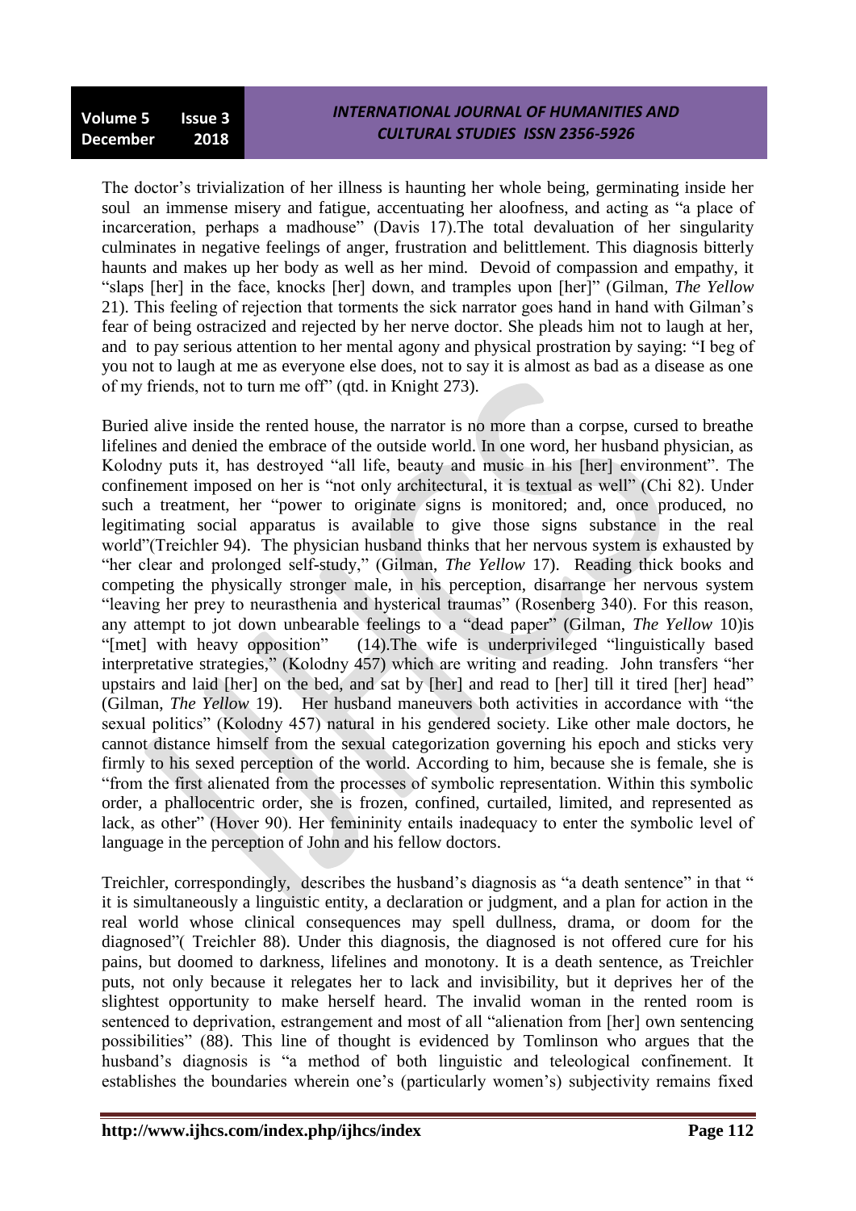The doctor's trivialization of her illness is haunting her whole being, germinating inside her soul an immense misery and fatigue, accentuating her aloofness, and acting as "a place of incarceration, perhaps a madhouse" (Davis 17).The total devaluation of her singularity culminates in negative feelings of anger, frustration and belittlement. This diagnosis bitterly haunts and makes up her body as well as her mind. Devoid of compassion and empathy, it "slaps [her] in the face, knocks [her] down, and tramples upon [her]" (Gilman, *The Yellow* 21). This feeling of rejection that torments the sick narrator goes hand in hand with Gilman's fear of being ostracized and rejected by her nerve doctor. She pleads him not to laugh at her, and to pay serious attention to her mental agony and physical prostration by saying: "I beg of you not to laugh at me as everyone else does, not to say it is almost as bad as a disease as one of my friends, not to turn me off" (qtd. in Knight 273).

Buried alive inside the rented house, the narrator is no more than a corpse, cursed to breathe lifelines and denied the embrace of the outside world. In one word, her husband physician, as Kolodny puts it, has destroyed "all life, beauty and music in his [her] environment". The confinement imposed on her is "not only architectural, it is textual as well" (Chi 82). Under such a treatment, her "power to originate signs is monitored; and, once produced, no legitimating social apparatus is available to give those signs substance in the real world"(Treichler 94). The physician husband thinks that her nervous system is exhausted by "her clear and prolonged self-study," (Gilman, *The Yellow* 17). Reading thick books and competing the physically stronger male, in his perception, disarrange her nervous system "leaving her prey to neurasthenia and hysterical traumas" (Rosenberg 340). For this reason, any attempt to jot down unbearable feelings to a "dead paper" (Gilman, *The Yellow* 10)is "[met] with heavy opposition" (14).The wife is underprivileged "linguistically based interpretative strategies," (Kolodny 457) which are writing and reading. John transfers "her upstairs and laid [her] on the bed, and sat by [her] and read to [her] till it tired [her] head" (Gilman, *The Yellow* 19). Her husband maneuvers both activities in accordance with "the sexual politics" (Kolodny 457) natural in his gendered society. Like other male doctors, he cannot distance himself from the sexual categorization governing his epoch and sticks very firmly to his sexed perception of the world. According to him, because she is female, she is "from the first alienated from the processes of symbolic representation. Within this symbolic order, a phallocentric order, she is frozen, confined, curtailed, limited, and represented as lack, as other" (Hover 90). Her femininity entails inadequacy to enter the symbolic level of language in the perception of John and his fellow doctors.

Treichler, correspondingly, describes the husband's diagnosis as "a death sentence" in that " it is simultaneously a linguistic entity, a declaration or judgment, and a plan for action in the real world whose clinical consequences may spell dullness, drama, or doom for the diagnosed"( Treichler 88). Under this diagnosis, the diagnosed is not offered cure for his pains, but doomed to darkness, lifelines and monotony. It is a death sentence, as Treichler puts, not only because it relegates her to lack and invisibility, but it deprives her of the slightest opportunity to make herself heard. The invalid woman in the rented room is sentenced to deprivation, estrangement and most of all "alienation from [her] own sentencing possibilities" (88). This line of thought is evidenced by Tomlinson who argues that the husband's diagnosis is "a method of both linguistic and teleological confinement. It establishes the boundaries wherein one's (particularly women's) subjectivity remains fixed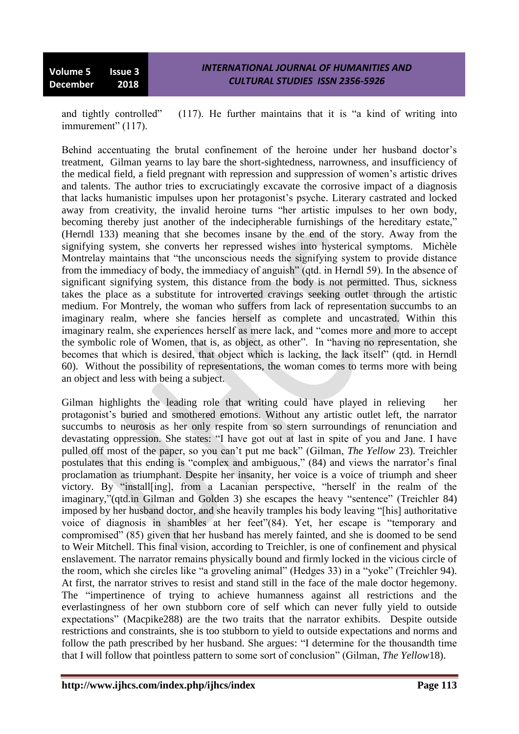and tightly controlled" (117). He further maintains that it is "a kind of writing into immurement" (117).

Behind accentuating the brutal confinement of the heroine under her husband doctor's treatment, Gilman yearns to lay bare the short-sightedness, narrowness, and insufficiency of the medical field, a field pregnant with repression and suppression of women's artistic drives and talents. The author tries to excruciatingly excavate the corrosive impact of a diagnosis that lacks humanistic impulses upon her protagonist's psyche. Literary castrated and locked away from creativity, the invalid heroine turns "her artistic impulses to her own body, becoming thereby just another of the indecipherable furnishings of the hereditary estate," (Herndl 133) meaning that she becomes insane by the end of the story. Away from the signifying system, she converts her repressed wishes into hysterical symptoms. Michèle Montrelay maintains that "the unconscious needs the signifying system to provide distance from the immediacy of body, the immediacy of anguish" (qtd. in Herndl 59). In the absence of significant signifying system, this distance from the body is not permitted. Thus, sickness takes the place as a substitute for introverted cravings seeking outlet through the artistic medium. For Montrely, the woman who suffers from lack of representation succumbs to an imaginary realm, where she fancies herself as complete and uncastrated. Within this imaginary realm, she experiences herself as mere lack, and "comes more and more to accept the symbolic role of Women, that is, as object, as other". In "having no representation, she becomes that which is desired, that object which is lacking, the lack itself" (qtd. in Herndl 60). Without the possibility of representations, the woman comes to terms more with being an object and less with being a subject.

Gilman highlights the leading role that writing could have played in relieving her protagonist's buried and smothered emotions. Without any artistic outlet left, the narrator succumbs to neurosis as her only respite from so stern surroundings of renunciation and devastating oppression. She states: "I have got out at last in spite of you and Jane. I have pulled off most of the paper, so you can't put me back" (Gilman, *The Yellow* 23). Treichler postulates that this ending is "complex and ambiguous," (84) and views the narrator's final proclamation as triumphant. Despite her insanity, her voice is a voice of triumph and sheer victory. By "install[ing], from a Lacanian perspective, "herself in the realm of the imaginary,"(qtd.in Gilman and Golden 3) she escapes the heavy "sentence" (Treichler 84) imposed by her husband doctor, and she heavily tramples his body leaving "[his] authoritative voice of diagnosis in shambles at her feet"(84). Yet, her escape is "temporary and compromised" (85) given that her husband has merely fainted, and she is doomed to be send to Weir Mitchell. This final vision, according to Treichler, is one of confinement and physical enslavement. The narrator remains physically bound and firmly locked in the vicious circle of the room, which she circles like "a groveling animal" (Hedges 33) in a "yoke" (Treichler 94). At first, the narrator strives to resist and stand still in the face of the male doctor hegemony. The "impertinence of trying to achieve humanness against all restrictions and the everlastingness of her own stubborn core of self which can never fully yield to outside expectations" (Macpike288) are the two traits that the narrator exhibits. Despite outside restrictions and constraints, she is too stubborn to yield to outside expectations and norms and follow the path prescribed by her husband. She argues: "I determine for the thousandth time that I will follow that pointless pattern to some sort of conclusion" (Gilman, *The Yellow*18).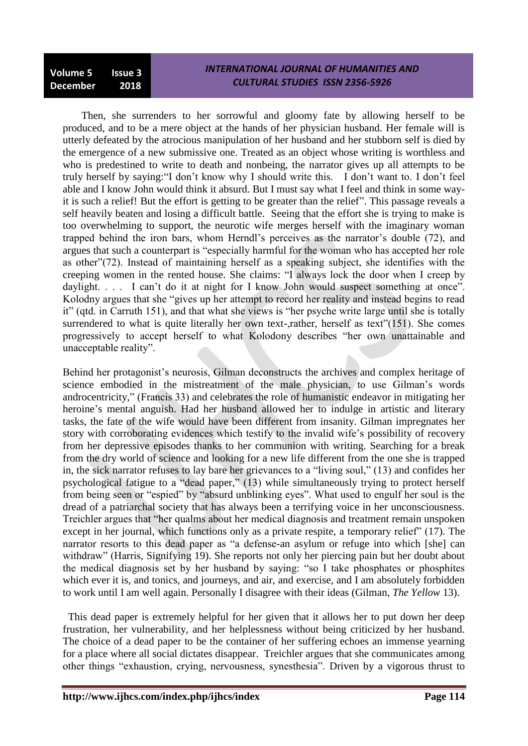Then, she surrenders to her sorrowful and gloomy fate by allowing herself to be produced, and to be a mere object at the hands of her physician husband. Her female will is utterly defeated by the atrocious manipulation of her husband and her stubborn self is died by the emergence of a new submissive one. Treated as an object whose writing is worthless and who is predestined to write to death and nonbeing, the narrator gives up all attempts to be truly herself by saying:"I don't know why I should write this. I don't want to. I don't feel able and I know John would think it absurd. But I must say what I feel and think in some way-it is such a relief! But the effort is getting to be greater than the relief". This passage reveals a self heavily beaten and losing a difficult battle. Seeing that the effort she is trying to make is too overwhelming to support, the neurotic wife merges herself with the imaginary woman trapped behind the iron bars, whom Herndl's perceives as the narrator's double (72), and argues that such a counterpart is "especially harmful for the woman who has accepted her role as other"(72). Instead of maintaining herself as a speaking subject, she identifies with the creeping women in the rented house. She claims: "I always lock the door when I creep by daylight. . . . I can't do it at night for I know John would suspect something at once". Kolodny argues that she "gives up her attempt to record her reality and instead begins to read it" (qtd. in Carruth 151), and that what she views is "her psyche write large until she is totally surrendered to what is quite literally her own text-,rather, herself as text"(151). She comes progressively to accept herself to what Kolodony describes "her own unattainable and unacceptable reality".

Behind her protagonist's neurosis, Gilman deconstructs the archives and complex heritage of science embodied in the mistreatment of the male physician, to use Gilman's words androcentricity," (Francis 33) and celebrates the role of humanistic endeavor in mitigating her heroine's mental anguish. Had her husband allowed her to indulge in artistic and literary tasks, the fate of the wife would have been different from insanity. Gilman impregnates her story with corroborating evidences which testify to the invalid wife's possibility of recovery from her depressive episodes thanks to her communion with writing. Searching for a break from the dry world of science and looking for a new life different from the one she is trapped in, the sick narrator refuses to lay bare her grievances to a "living soul," (13) and confides her psychological fatigue to a "dead paper," (13) while simultaneously trying to protect herself from being seen or "espied" by "absurd unblinking eyes". What used to engulf her soul is the dread of a patriarchal society that has always been a terrifying voice in her unconsciousness. Treichler argues that "her qualms about her medical diagnosis and treatment remain unspoken except in her journal, which functions only as a private respite, a temporary relief" (17). The narrator resorts to this dead paper as "a defense-an asylum or refuge into which [she] can withdraw" (Harris, Signifying 19). She reports not only her piercing pain but her doubt about the medical diagnosis set by her husband by saying: "so I take phosphates or phosphites which ever it is, and tonics, and journeys, and air, and exercise, and I am absolutely forbidden to work until I am well again. Personally I disagree with their ideas (Gilman, *The Yellow* 13).

This dead paper is extremely helpful for her given that it allows her to put down her deep frustration, her vulnerability, and her helplessness without being criticized by her husband. The choice of a dead paper to be the container of her suffering echoes an immense yearning for a place where all social dictates disappear. Treichler argues that she communicates among other things "exhaustion, crying, nervousness, synesthesia". Driven by a vigorous thrust to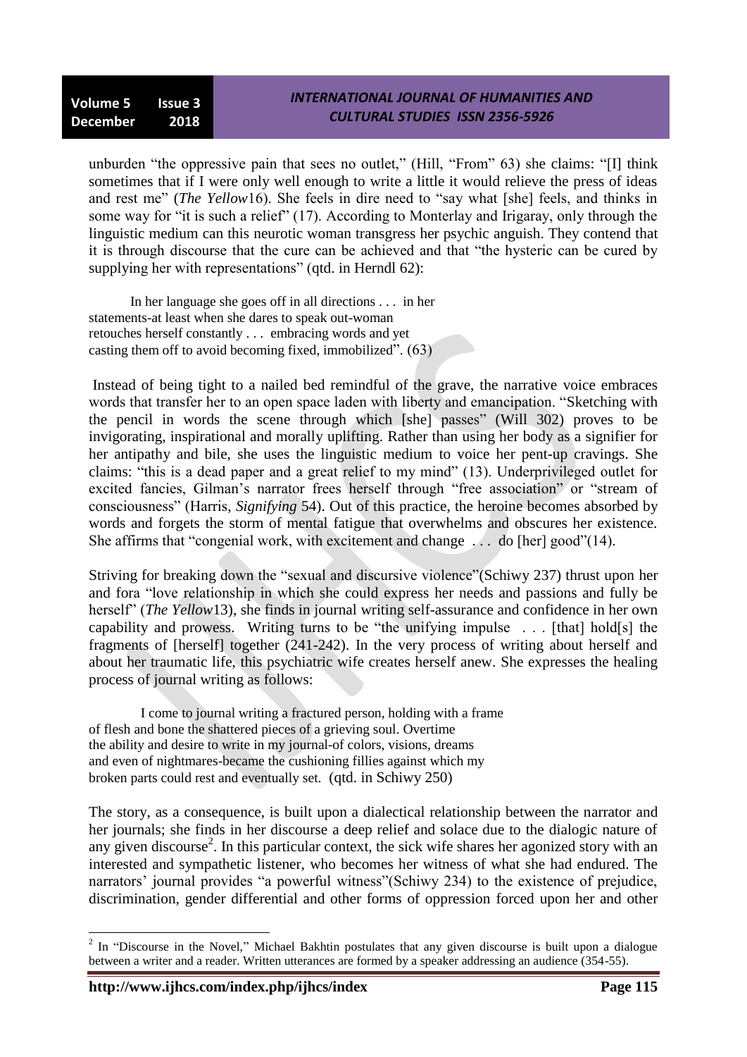unburden "the oppressive pain that sees no outlet," (Hill, "From" 63) she claims: "[I] think sometimes that if I were only well enough to write a little it would relieve the press of ideas and rest me" (*The Yellow*16). She feels in dire need to "say what [she] feels, and thinks in some way for "it is such a relief" (17). According to Monterlay and Irigaray, only through the linguistic medium can this neurotic woman transgress her psychic anguish. They contend that it is through discourse that the cure can be achieved and that "the hysteric can be cured by supplying her with representations" (qtd. in Herndl 62):

> In her language she goes off in all directions . . . in her statements-at least when she dares to speak out-woman retouches herself constantly . . . embracing words and yet casting them off to avoid becoming fixed, immobilized". (63)

Instead of being tight to a nailed bed remindful of the grave, the narrative voice embraces words that transfer her to an open space laden with liberty and emancipation. "Sketching with the pencil in words the scene through which [she] passes" (Will 302) proves to be invigorating, inspirational and morally uplifting. Rather than using her body as a signifier for her antipathy and bile, she uses the linguistic medium to voice her pent-up cravings. She claims: "this is a dead paper and a great relief to my mind" (13). Underprivileged outlet for excited fancies, Gilman's narrator frees herself through "free association" or "stream of consciousness" (Harris, *Signifying* 54). Out of this practice, the heroine becomes absorbed by words and forgets the storm of mental fatigue that overwhelms and obscures her existence. She affirms that "congenial work, with excitement and change . . . do [her] good"(14).

Striving for breaking down the "sexual and discursive violence"(Schiwy 237) thrust upon her and fora "love relationship in which she could express her needs and passions and fully be herself" (*The Yellow*13), she finds in journal writing self-assurance and confidence in her own capability and prowess. Writing turns to be "the unifying impulse . . . [that] hold[s] the fragments of [herself] together (241-242). In the very process of writing about herself and about her traumatic life, this psychiatric wife creates herself anew. She expresses the healing process of journal writing as follows:

> I come to journal writing a fractured person, holding with a frame of flesh and bone the shattered pieces of a grieving soul. Overtime the ability and desire to write in my journal-of colors, visions, dreams and even of nightmares-became the cushioning fillies against which my broken parts could rest and eventually set. (qtd. in Schiwy 250)

The story, as a consequence, is built upon a dialectical relationship between the narrator and her journals; she finds in her discourse a deep relief and solace due to the dialogic nature of any given discourse[2]. In this particular context, the sick wife shares her agonized story with an interested and sympathetic listener, who becomes her witness of what she had endured. The narrators' journal provides "a powerful witness"(Schiwy 234) to the existence of prejudice, discrimination, gender differential and other forms of oppression forced upon her and other

---

[2] In "Discourse in the Novel," Michael Bakhtin postulates that any given discourse is built upon a dialogue between a writer and a reader. Written utterances are formed by a speaker addressing an audience (354-55).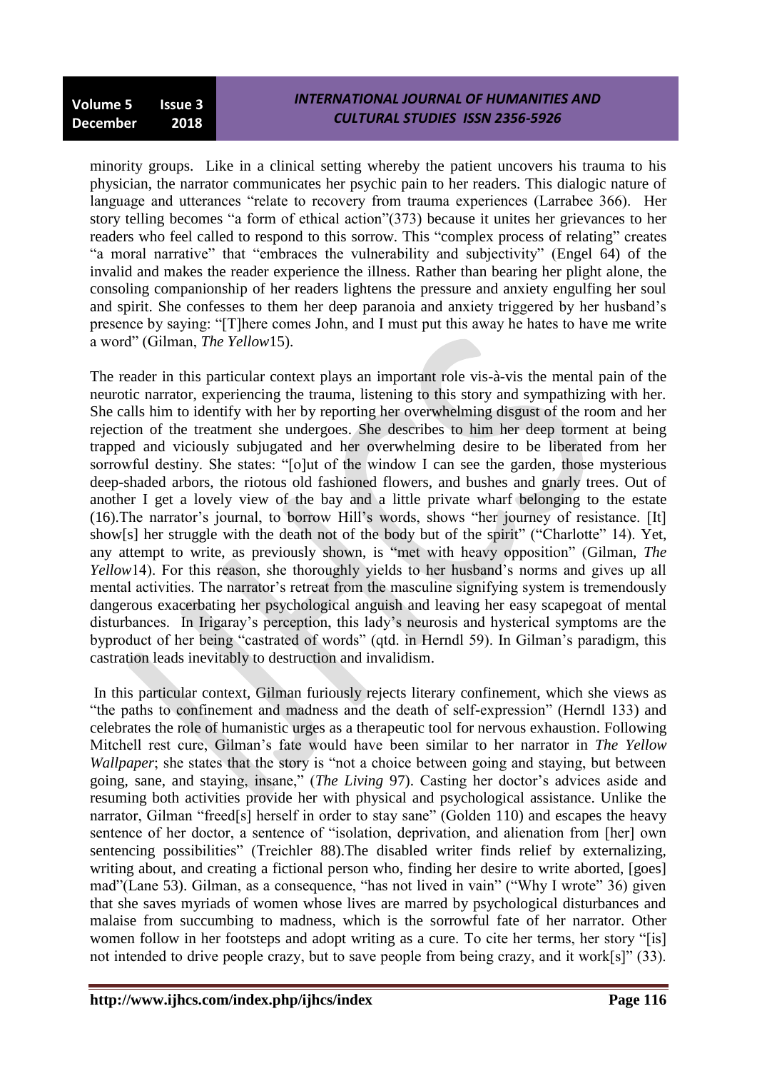minority groups. Like in a clinical setting whereby the patient uncovers his trauma to his physician, the narrator communicates her psychic pain to her readers. This dialogic nature of language and utterances "relate to recovery from trauma experiences (Larrabee 366). Her story telling becomes "a form of ethical action"(373) because it unites her grievances to her readers who feel called to respond to this sorrow. This "complex process of relating" creates "a moral narrative" that "embraces the vulnerability and subjectivity" (Engel 64) of the invalid and makes the reader experience the illness. Rather than bearing her plight alone, the consoling companionship of her readers lightens the pressure and anxiety engulfing her soul and spirit. She confesses to them her deep paranoia and anxiety triggered by her husband's presence by saying: "[T]here comes John, and I must put this away he hates to have me write a word" (Gilman, *The Yellow*15).

The reader in this particular context plays an important role vis-à-vis the mental pain of the neurotic narrator, experiencing the trauma, listening to this story and sympathizing with her. She calls him to identify with her by reporting her overwhelming disgust of the room and her rejection of the treatment she undergoes. She describes to him her deep torment at being trapped and viciously subjugated and her overwhelming desire to be liberated from her sorrowful destiny. She states: "[o]ut of the window I can see the garden, those mysterious deep-shaded arbors, the riotous old fashioned flowers, and bushes and gnarly trees. Out of another I get a lovely view of the bay and a little private wharf belonging to the estate (16).The narrator's journal, to borrow Hill's words, shows "her journey of resistance. [It] show[s] her struggle with the death not of the body but of the spirit" ("Charlotte" 14). Yet, any attempt to write, as previously shown, is "met with heavy opposition" (Gilman, *The Yellow*14). For this reason, she thoroughly yields to her husband's norms and gives up all mental activities. The narrator's retreat from the masculine signifying system is tremendously dangerous exacerbating her psychological anguish and leaving her easy scapegoat of mental disturbances. In Irigaray's perception, this lady's neurosis and hysterical symptoms are the byproduct of her being "castrated of words" (qtd. in Herndl 59). In Gilman's paradigm, this castration leads inevitably to destruction and invalidism.

In this particular context, Gilman furiously rejects literary confinement, which she views as "the paths to confinement and madness and the death of self-expression" (Herndl 133) and celebrates the role of humanistic urges as a therapeutic tool for nervous exhaustion. Following Mitchell rest cure, Gilman's fate would have been similar to her narrator in *The Yellow Wallpaper*; she states that the story is "not a choice between going and staying, but between going, sane, and staying, insane," (*The Living* 97). Casting her doctor's advices aside and resuming both activities provide her with physical and psychological assistance. Unlike the narrator, Gilman "freed[s] herself in order to stay sane" (Golden 110) and escapes the heavy sentence of her doctor, a sentence of "isolation, deprivation, and alienation from [her] own sentencing possibilities" (Treichler 88).The disabled writer finds relief by externalizing, writing about, and creating a fictional person who, finding her desire to write aborted, [goes] mad"(Lane 53). Gilman, as a consequence, "has not lived in vain" ("Why I wrote" 36) given that she saves myriads of women whose lives are marred by psychological disturbances and malaise from succumbing to madness, which is the sorrowful fate of her narrator. Other women follow in her footsteps and adopt writing as a cure. To cite her terms, her story "[is] not intended to drive people crazy, but to save people from being crazy, and it work[s]" (33).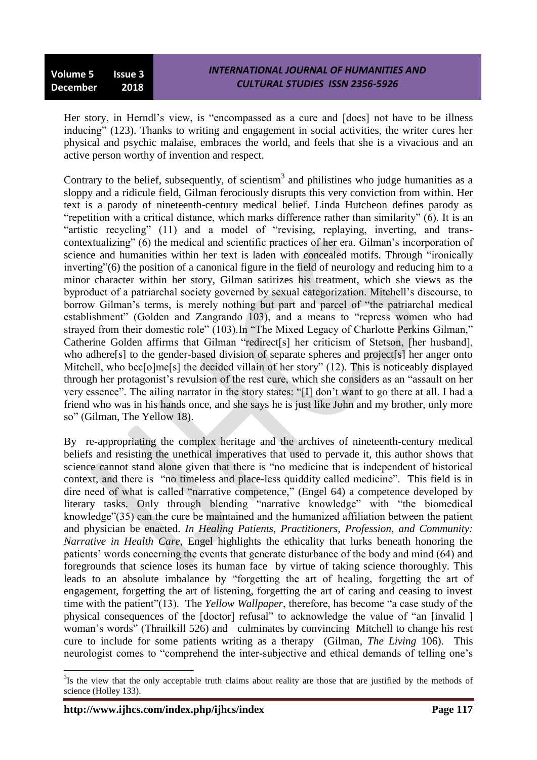Her story, in Herndl's view, is "encompassed as a cure and [does] not have to be illness inducing" (123). Thanks to writing and engagement in social activities, the writer cures her physical and psychic malaise, embraces the world, and feels that she is a vivacious and an active person worthy of invention and respect.

Contrary to the belief, subsequently, of scientism[3] and philistines who judge humanities as a sloppy and a ridicule field, Gilman ferociously disrupts this very conviction from within. Her text is a parody of nineteenth-century medical belief. Linda Hutcheon defines parody as "repetition with a critical distance, which marks difference rather than similarity" (6). It is an "artistic recycling" (11) and a model of "revising, replaying, inverting, and trans-contextualizing" (6) the medical and scientific practices of her era. Gilman's incorporation of science and humanities within her text is laden with concealed motifs. Through "ironically inverting"(6) the position of a canonical figure in the field of neurology and reducing him to a minor character within her story, Gilman satirizes his treatment, which she views as the byproduct of a patriarchal society governed by sexual categorization. Mitchell's discourse, to borrow Gilman's terms, is merely nothing but part and parcel of "the patriarchal medical establishment" (Golden and Zangrando 103), and a means to "repress women who had strayed from their domestic role" (103).In "The Mixed Legacy of Charlotte Perkins Gilman," Catherine Golden affirms that Gilman "redirect[s] her criticism of Stetson, [her husband], who adhere[s] to the gender-based division of separate spheres and project[s] her anger onto Mitchell, who bec[o]me[s] the decided villain of her story" (12). This is noticeably displayed through her protagonist's revulsion of the rest cure, which she considers as an "assault on her very essence". The ailing narrator in the story states: "[I] don't want to go there at all. I had a friend who was in his hands once, and she says he is just like John and my brother, only more so" (Gilman, The Yellow 18).

By re-appropriating the complex heritage and the archives of nineteenth-century medical beliefs and resisting the unethical imperatives that used to pervade it, this author shows that science cannot stand alone given that there is "no medicine that is independent of historical context, and there is "no timeless and place-less quiddity called medicine". This field is in dire need of what is called "narrative competence," (Engel 64) a competence developed by literary tasks. Only through blending "narrative knowledge" with "the biomedical knowledge"(35) can the cure be maintained and the humanized affiliation between the patient and physician be enacted. *In Healing Patients, Practitioners, Profession, and Community: Narrative in Health Care*, Engel highlights the ethicality that lurks beneath honoring the patients' words concerning the events that generate disturbance of the body and mind (64) and foregrounds that science loses its human face by virtue of taking science thoroughly. This leads to an absolute imbalance by "forgetting the art of healing, forgetting the art of engagement, forgetting the art of listening, forgetting the art of caring and ceasing to invest time with the patient"(13). The *Yellow Wallpaper*, therefore, has become "a case study of the physical consequences of the [doctor] refusal" to acknowledge the value of "an [invalid ] woman's words" (Thrailkill 526) and culminates by convincing Mitchell to change his rest cure to include for some patients writing as a therapy (Gilman, *The Living* 106). This neurologist comes to "comprehend the inter-subjective and ethical demands of telling one's

---

[3] Is the view that the only acceptable truth claims about reality are those that are justified by the methods of science (Holley 133).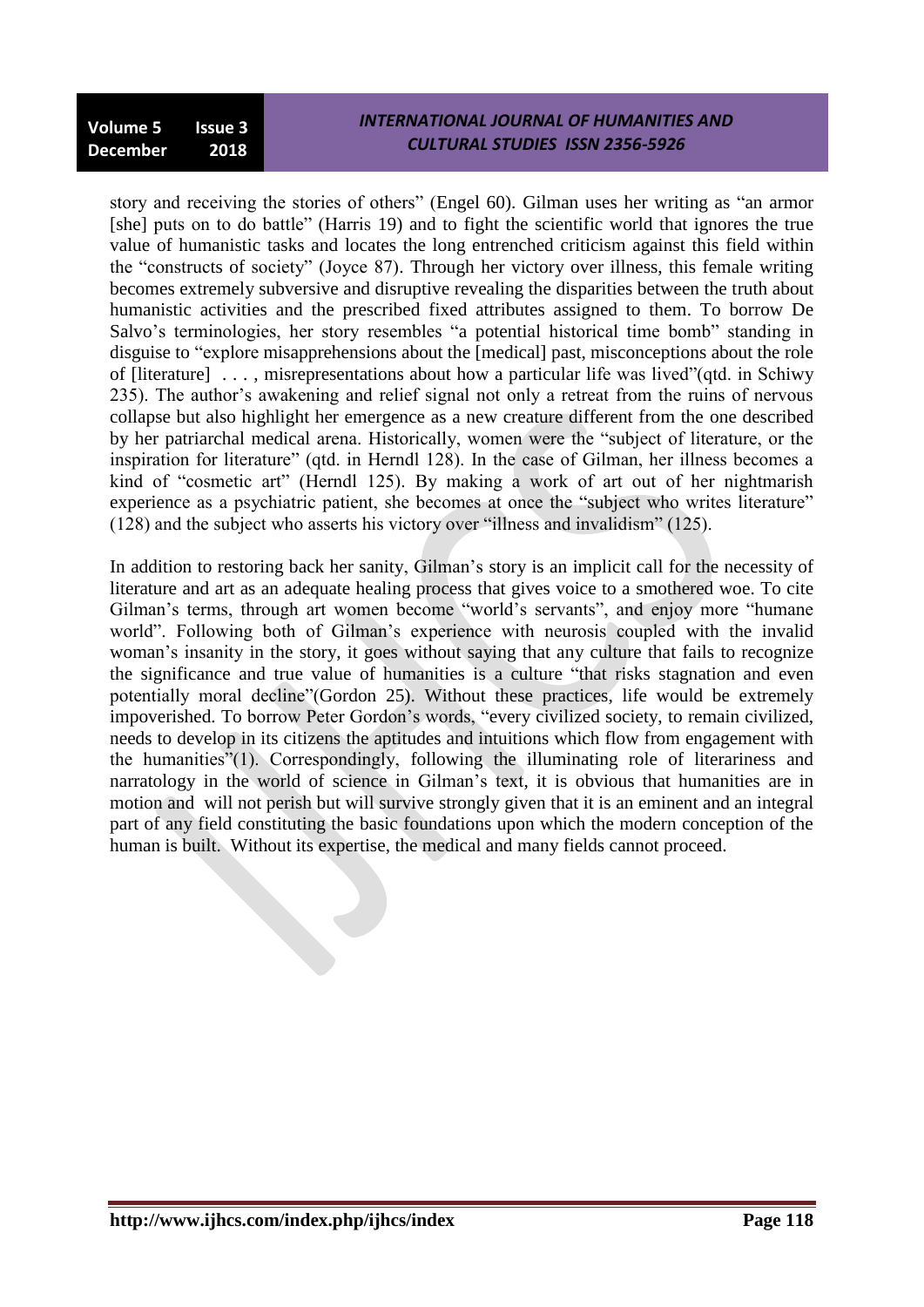story and receiving the stories of others" (Engel 60). Gilman uses her writing as "an armor [she] puts on to do battle" (Harris 19) and to fight the scientific world that ignores the true value of humanistic tasks and locates the long entrenched criticism against this field within the "constructs of society" (Joyce 87). Through her victory over illness, this female writing becomes extremely subversive and disruptive revealing the disparities between the truth about humanistic activities and the prescribed fixed attributes assigned to them. To borrow De Salvo's terminologies, her story resembles "a potential historical time bomb" standing in disguise to "explore misapprehensions about the [medical] past, misconceptions about the role of [literature] . . . , misrepresentations about how a particular life was lived"(qtd. in Schiwy 235). The author's awakening and relief signal not only a retreat from the ruins of nervous collapse but also highlight her emergence as a new creature different from the one described by her patriarchal medical arena. Historically, women were the "subject of literature, or the inspiration for literature" (qtd. in Herndl 128). In the case of Gilman, her illness becomes a kind of "cosmetic art" (Herndl 125). By making a work of art out of her nightmarish experience as a psychiatric patient, she becomes at once the "subject who writes literature" (128) and the subject who asserts his victory over "illness and invalidism" (125).

In addition to restoring back her sanity, Gilman's story is an implicit call for the necessity of literature and art as an adequate healing process that gives voice to a smothered woe. To cite Gilman's terms, through art women become "world's servants", and enjoy more "humane world". Following both of Gilman's experience with neurosis coupled with the invalid woman's insanity in the story, it goes without saying that any culture that fails to recognize the significance and true value of humanities is a culture "that risks stagnation and even potentially moral decline"(Gordon 25). Without these practices, life would be extremely impoverished. To borrow Peter Gordon's words, "every civilized society, to remain civilized, needs to develop in its citizens the aptitudes and intuitions which flow from engagement with the humanities"(1). Correspondingly, following the illuminating role of literariness and narratology in the world of science in Gilman's text, it is obvious that humanities are in motion and will not perish but will survive strongly given that it is an eminent and an integral part of any field constituting the basic foundations upon which the modern conception of the human is built. Without its expertise, the medical and many fields cannot proceed.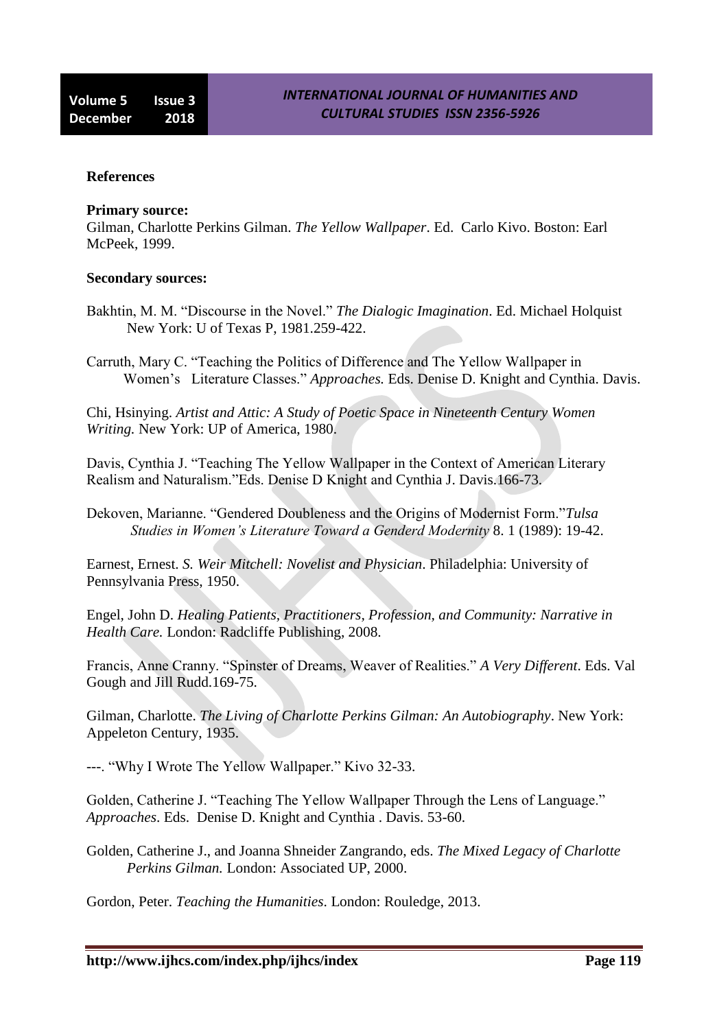**References**

**Primary source:**

Gilman, Charlotte Perkins Gilman. *The Yellow Wallpaper*. Ed. Carlo Kivo. Boston: Earl McPeek, 1999.

**Secondary sources:**

Bakhtin, M. M. "Discourse in the Novel." *The Dialogic Imagination*. Ed. Michael Holquist New York: U of Texas P, 1981.259-422.

Carruth, Mary C. "Teaching the Politics of Difference and The Yellow Wallpaper in Women's Literature Classes." *Approaches.* Eds. Denise D. Knight and Cynthia. Davis.

Chi, Hsinying. *Artist and Attic: A Study of Poetic Space in Nineteenth Century Women Writing.* New York: UP of America, 1980.

Davis, Cynthia J. "Teaching The Yellow Wallpaper in the Context of American Literary Realism and Naturalism."Eds. Denise D Knight and Cynthia J. Davis.166-73.

Dekoven, Marianne. "Gendered Doubleness and the Origins of Modernist Form."*Tulsa Studies in Women's Literature Toward a Genderd Modernity* 8. 1 (1989): 19-42.

Earnest, Ernest. *S. Weir Mitchell: Novelist and Physician*. Philadelphia: University of Pennsylvania Press, 1950.

Engel, John D. *Healing Patients, Practitioners, Profession, and Community: Narrative in Health Care.* London: Radcliffe Publishing, 2008.

Francis, Anne Cranny. "Spinster of Dreams, Weaver of Realities." *A Very Different*. Eds. Val Gough and Jill Rudd.169-75.

Gilman, Charlotte. *The Living of Charlotte Perkins Gilman: An Autobiography*. New York: Appeleton Century, 1935.

---. "Why I Wrote The Yellow Wallpaper." Kivo 32-33.

Golden, Catherine J. "Teaching The Yellow Wallpaper Through the Lens of Language." *Approaches*. Eds. Denise D. Knight and Cynthia . Davis. 53-60.

Golden, Catherine J., and Joanna Shneider Zangrando, eds. *The Mixed Legacy of Charlotte Perkins Gilman.* London: Associated UP, 2000.

Gordon, Peter. *Teaching the Humanities*. London: Rouledge, 2013.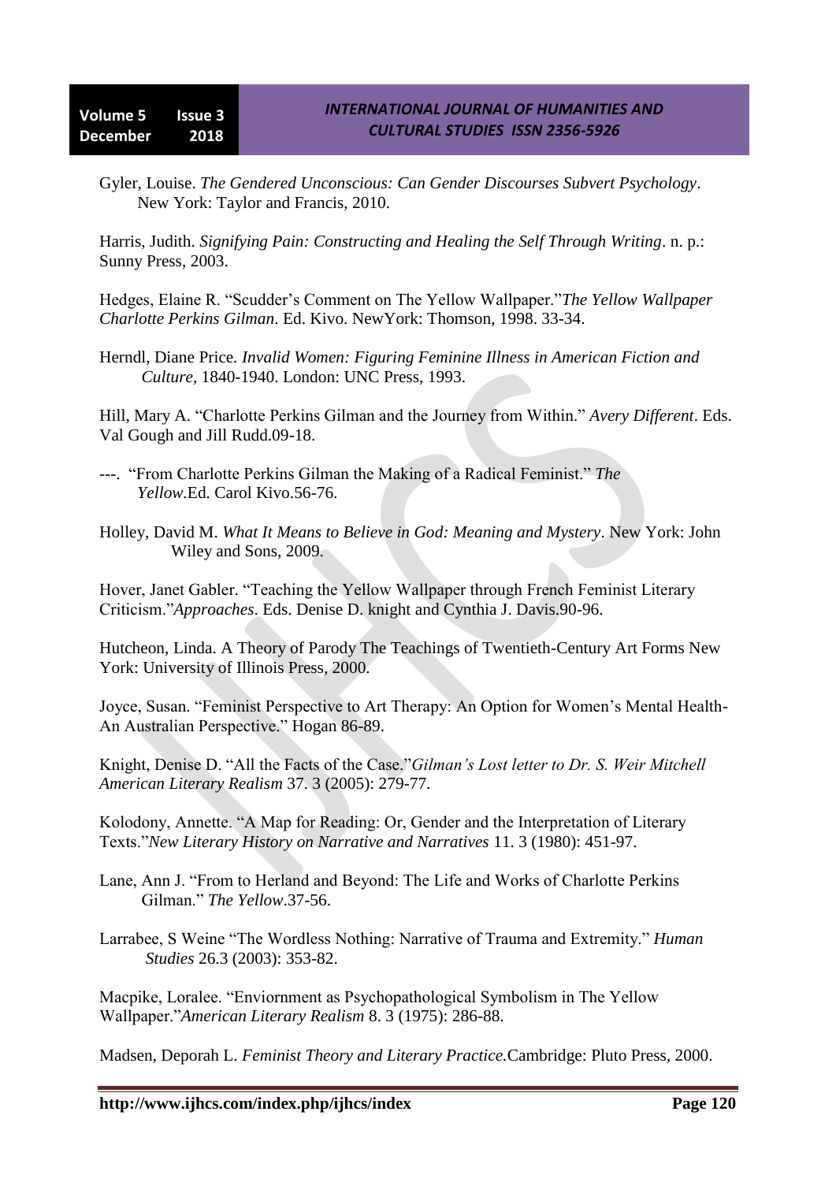Gyler, Louise. *The Gendered Unconscious: Can Gender Discourses Subvert Psychology*. New York: Taylor and Francis, 2010.

Harris, Judith. *Signifying Pain: Constructing and Healing the Self Through Writing*. n. p.: Sunny Press, 2003.

Hedges, Elaine R. "Scudder's Comment on The Yellow Wallpaper."*The Yellow Wallpaper Charlotte Perkins Gilman*. Ed. Kivo. NewYork: Thomson, 1998. 33-34.

Herndl, Diane Price. *Invalid Women: Figuring Feminine Illness in American Fiction and Culture*, 1840-1940. London: UNC Press, 1993.

Hill, Mary A. "Charlotte Perkins Gilman and the Journey from Within." *Avery Different*. Eds. Val Gough and Jill Rudd.09-18.

---. "From Charlotte Perkins Gilman the Making of a Radical Feminist." *The Yellow*.Ed. Carol Kivo.56-76.

Holley, David M. *What It Means to Believe in God: Meaning and Mystery*. New York: John Wiley and Sons, 2009.

Hover, Janet Gabler. "Teaching the Yellow Wallpaper through French Feminist Literary Criticism."*Approaches*. Eds. Denise D. knight and Cynthia J. Davis.90-96.

Hutcheon, Linda. A Theory of Parody The Teachings of Twentieth-Century Art Forms New York: University of Illinois Press, 2000.

Joyce, Susan. "Feminist Perspective to Art Therapy: An Option for Women's Mental Health- An Australian Perspective." Hogan 86-89.

Knight, Denise D. "All the Facts of the Case."*Gilman's Lost letter to Dr. S. Weir Mitchell American Literary Realism* 37. 3 (2005): 279-77.

Kolodony, Annette. "A Map for Reading: Or, Gender and the Interpretation of Literary Texts."*New Literary History on Narrative and Narratives* 11. 3 (1980): 451-97.

Lane, Ann J. "From to Herland and Beyond: The Life and Works of Charlotte Perkins Gilman." *The Yellow*.37-56.

Larrabee, S Weine "The Wordless Nothing: Narrative of Trauma and Extremity." *Human Studies* 26.3 (2003): 353-82.

Macpike, Loralee. "Enviornment as Psychopathological Symbolism in The Yellow Wallpaper."*American Literary Realism* 8. 3 (1975): 286-88.

Madsen, Deporah L. *Feminist Theory and Literary Practice.*Cambridge: Pluto Press, 2000.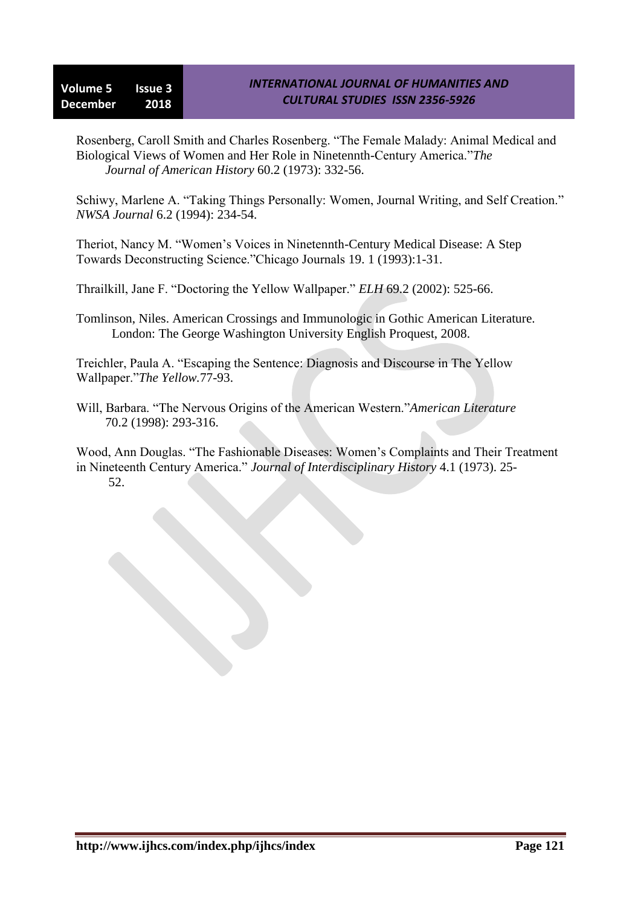Rosenberg, Caroll Smith and Charles Rosenberg. "The Female Malady: Animal Medical and Biological Views of Women and Her Role in Ninetennth-Century America."*The Journal of American History* 60.2 (1973): 332-56.

Schiwy, Marlene A. "Taking Things Personally: Women, Journal Writing, and Self Creation." *NWSA Journal* 6.2 (1994): 234-54.

Theriot, Nancy M. "Women's Voices in Ninetennth-Century Medical Disease: A Step Towards Deconstructing Science."Chicago Journals 19. 1 (1993):1-31.

Thrailkill, Jane F. "Doctoring the Yellow Wallpaper." *ELH* 69.2 (2002): 525-66.

Tomlinson, Niles. American Crossings and Immunologic in Gothic American Literature. London: The George Washington University English Proquest, 2008.

Treichler, Paula A. "Escaping the Sentence: Diagnosis and Discourse in The Yellow Wallpaper."*The Yellow*.77-93.

Will, Barbara. "The Nervous Origins of the American Western."*American Literature* 70.2 (1998): 293-316.

Wood, Ann Douglas. "The Fashionable Diseases: Women's Complaints and Their Treatment in Nineteenth Century America." *Journal of Interdisciplinary History* 4.1 (1973). 25-52.